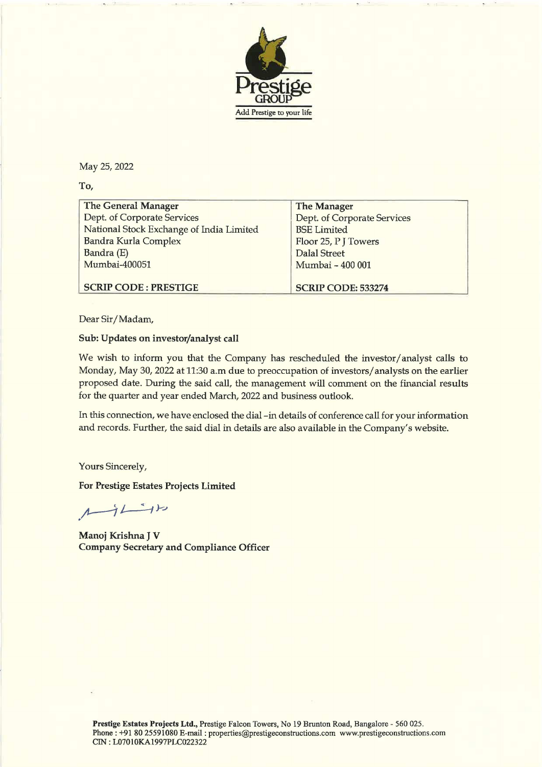Prestige GROUP

Add Prestige to your life

May 25, 2022

To,

| The General Manager<br>Dept. of Corporate Services<br>National Stock Exchange of India Limited<br>Bandra Kurla Complex<br>Bandra (E)<br>Mumbai-400051 | The Manager<br>Dept. of Corporate Services<br>BSE Limited<br>Floor 25, P J Towers<br>Dalal Street<br>Mumbai - 400 001 |
|---|---|
| **SCRIP CODE : PRESTIGE** | **SCRIP CODE: 533274** |

Dear Sir/Madam,

**Sub: Updates on investor/analyst call**

We wish to inform you that the Company has rescheduled the investor/analyst calls to Monday, May 30, 2022 at 11:30 a.m due to preoccupation of investors/analysts on the earlier proposed date. During the said call, the management will comment on the financial results for the quarter and year ended March, 2022 and business outlook.

In this connection, we have enclosed the dial –in details of conference call for your information and records. Further, the said dial in details are also available in the Company's website.

Yours Sincerely,

**For Prestige Estates Projects Limited**

**Manoj Krishna J V**
**Company Secretary and Compliance Officer**

**Prestige Estates Projects Ltd.,** Prestige Falcon Towers, No 19 Brunton Road, Bangalore - 560 025.
Phone : +91 80 25591080 E-mail : properties@prestigeconstructions.com www.prestigeconstructions.com
CIN : L07010KA1997PLC022322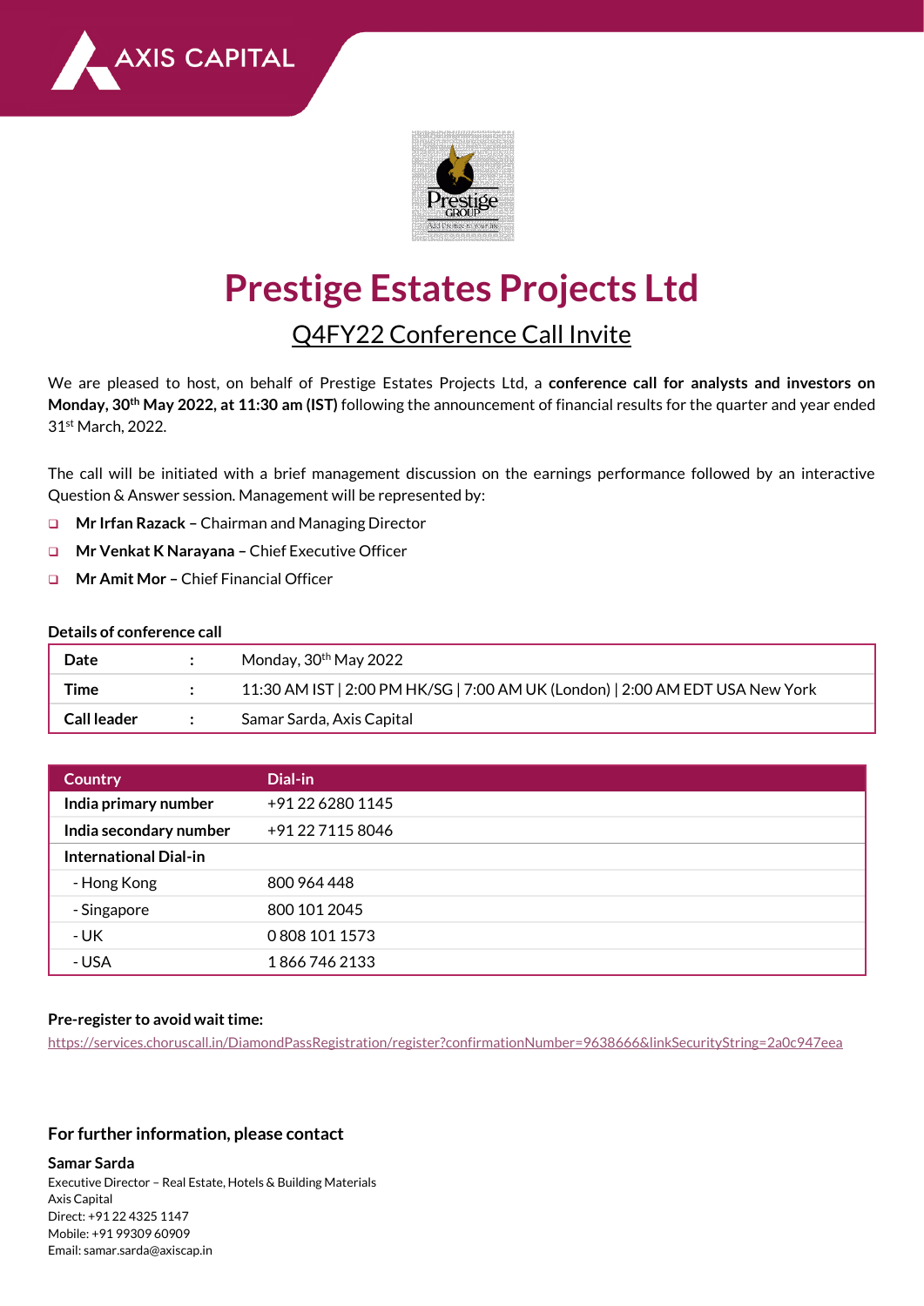# Prestige Estates Projects Ltd

## Q4FY22 Conference Call Invite

We are pleased to host, on behalf of Prestige Estates Projects Ltd, a **conference call for analysts and investors on Monday, 30th May 2022, at 11:30 am (IST)** following the announcement of financial results for the quarter and year ended 31st March, 2022.

The call will be initiated with a brief management discussion on the earnings performance followed by an interactive Question & Answer session. Management will be represented by:

- **Mr Irfan Razack –** Chairman and Managing Director
- **Mr Venkat K Narayana –** Chief Executive Officer
- **Mr Amit Mor –** Chief Financial Officer

**Details of conference call**

| | | |
|---|---|---|
| **Date** | : | Monday, 30th May 2022 |
| **Time** | : | 11:30 AM IST \| 2:00 PM HK/SG \| 7:00 AM UK (London) \| 2:00 AM EDT USA New York |
| **Call leader** | : | Samar Sarda, Axis Capital |

| Country | Dial-in |
|---|---|
| **India primary number** | +91 22 6280 1145 |
| **India secondary number** | +91 22 7115 8046 |
| **International Dial-in** | |
| - Hong Kong | 800 964 448 |
| - Singapore | 800 101 2045 |
| - UK | 0 808 101 1573 |
| - USA | 1 866 746 2133 |

**Pre-register to avoid wait time:**

https://services.choruscall.in/DiamondPassRegistration/register?confirmationNumber=9638666&linkSecurityString=2a0c947eea

### For further information, please contact

**Samar Sarda**
Executive Director – Real Estate, Hotels & Building Materials
Axis Capital
Direct: +91 22 4325 1147
Mobile: +91 99309 60909
Email: samar.sarda@axiscap.in